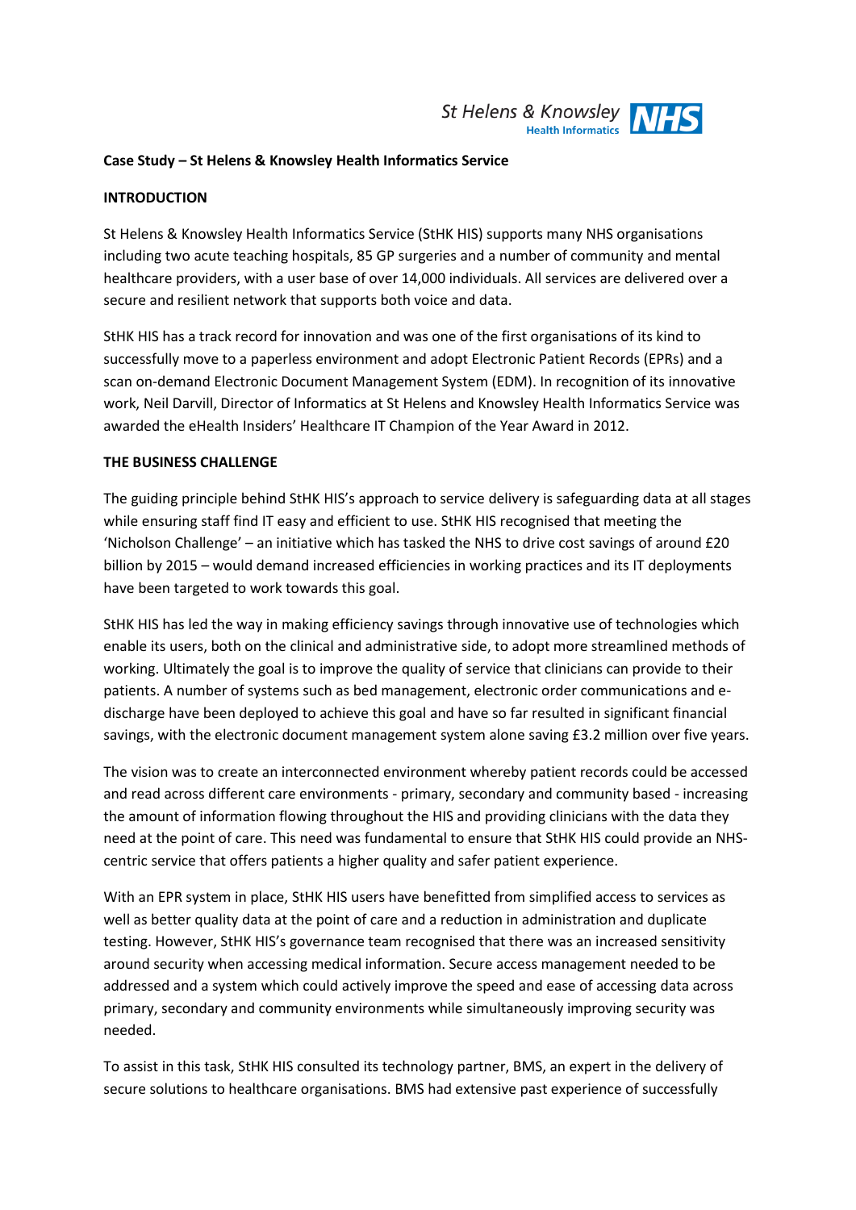St Helens & Knowsley Health Informatics NHS

**Case Study – St Helens & Knowsley Health Informatics Service**

**INTRODUCTION**

St Helens & Knowsley Health Informatics Service (StHK HIS) supports many NHS organisations including two acute teaching hospitals, 85 GP surgeries and a number of community and mental healthcare providers, with a user base of over 14,000 individuals. All services are delivered over a secure and resilient network that supports both voice and data.

StHK HIS has a track record for innovation and was one of the first organisations of its kind to successfully move to a paperless environment and adopt Electronic Patient Records (EPRs) and a scan on-demand Electronic Document Management System (EDM). In recognition of its innovative work, Neil Darvill, Director of Informatics at St Helens and Knowsley Health Informatics Service was awarded the eHealth Insiders' Healthcare IT Champion of the Year Award in 2012.

**THE BUSINESS CHALLENGE**

The guiding principle behind StHK HIS's approach to service delivery is safeguarding data at all stages while ensuring staff find IT easy and efficient to use. StHK HIS recognised that meeting the 'Nicholson Challenge' – an initiative which has tasked the NHS to drive cost savings of around £20 billion by 2015 – would demand increased efficiencies in working practices and its IT deployments have been targeted to work towards this goal.

StHK HIS has led the way in making efficiency savings through innovative use of technologies which enable its users, both on the clinical and administrative side, to adopt more streamlined methods of working. Ultimately the goal is to improve the quality of service that clinicians can provide to their patients. A number of systems such as bed management, electronic order communications and e-discharge have been deployed to achieve this goal and have so far resulted in significant financial savings, with the electronic document management system alone saving £3.2 million over five years.

The vision was to create an interconnected environment whereby patient records could be accessed and read across different care environments - primary, secondary and community based - increasing the amount of information flowing throughout the HIS and providing clinicians with the data they need at the point of care. This need was fundamental to ensure that StHK HIS could provide an NHS-centric service that offers patients a higher quality and safer patient experience.

With an EPR system in place, StHK HIS users have benefitted from simplified access to services as well as better quality data at the point of care and a reduction in administration and duplicate testing. However, StHK HIS's governance team recognised that there was an increased sensitivity around security when accessing medical information. Secure access management needed to be addressed and a system which could actively improve the speed and ease of accessing data across primary, secondary and community environments while simultaneously improving security was needed.

To assist in this task, StHK HIS consulted its technology partner, BMS, an expert in the delivery of secure solutions to healthcare organisations. BMS had extensive past experience of successfully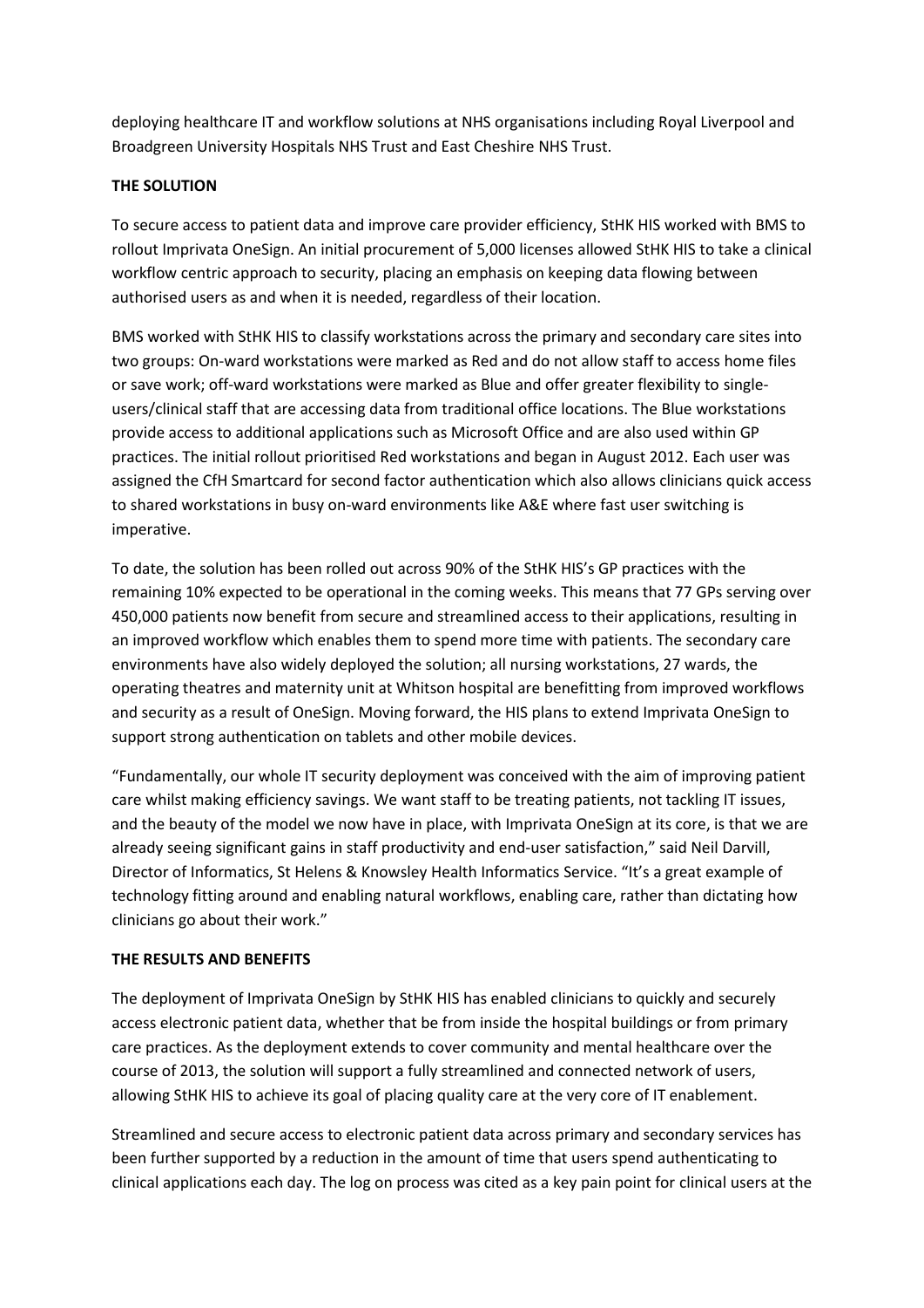deploying healthcare IT and workflow solutions at NHS organisations including Royal Liverpool and Broadgreen University Hospitals NHS Trust and East Cheshire NHS Trust.

**THE SOLUTION**

To secure access to patient data and improve care provider efficiency, StHK HIS worked with BMS to rollout Imprivata OneSign. An initial procurement of 5,000 licenses allowed StHK HIS to take a clinical workflow centric approach to security, placing an emphasis on keeping data flowing between authorised users as and when it is needed, regardless of their location.

BMS worked with StHK HIS to classify workstations across the primary and secondary care sites into two groups: On-ward workstations were marked as Red and do not allow staff to access home files or save work; off-ward workstations were marked as Blue and offer greater flexibility to single-users/clinical staff that are accessing data from traditional office locations. The Blue workstations provide access to additional applications such as Microsoft Office and are also used within GP practices. The initial rollout prioritised Red workstations and began in August 2012. Each user was assigned the CfH Smartcard for second factor authentication which also allows clinicians quick access to shared workstations in busy on-ward environments like A&E where fast user switching is imperative.

To date, the solution has been rolled out across 90% of the StHK HIS's GP practices with the remaining 10% expected to be operational in the coming weeks. This means that 77 GPs serving over 450,000 patients now benefit from secure and streamlined access to their applications, resulting in an improved workflow which enables them to spend more time with patients. The secondary care environments have also widely deployed the solution; all nursing workstations, 27 wards, the operating theatres and maternity unit at Whitson hospital are benefitting from improved workflows and security as a result of OneSign. Moving forward, the HIS plans to extend Imprivata OneSign to support strong authentication on tablets and other mobile devices.

"Fundamentally, our whole IT security deployment was conceived with the aim of improving patient care whilst making efficiency savings. We want staff to be treating patients, not tackling IT issues, and the beauty of the model we now have in place, with Imprivata OneSign at its core, is that we are already seeing significant gains in staff productivity and end-user satisfaction," said Neil Darvill, Director of Informatics, St Helens & Knowsley Health Informatics Service. "It's a great example of technology fitting around and enabling natural workflows, enabling care, rather than dictating how clinicians go about their work."

**THE RESULTS AND BENEFITS**

The deployment of Imprivata OneSign by StHK HIS has enabled clinicians to quickly and securely access electronic patient data, whether that be from inside the hospital buildings or from primary care practices. As the deployment extends to cover community and mental healthcare over the course of 2013, the solution will support a fully streamlined and connected network of users, allowing StHK HIS to achieve its goal of placing quality care at the very core of IT enablement.

Streamlined and secure access to electronic patient data across primary and secondary services has been further supported by a reduction in the amount of time that users spend authenticating to clinical applications each day. The log on process was cited as a key pain point for clinical users at the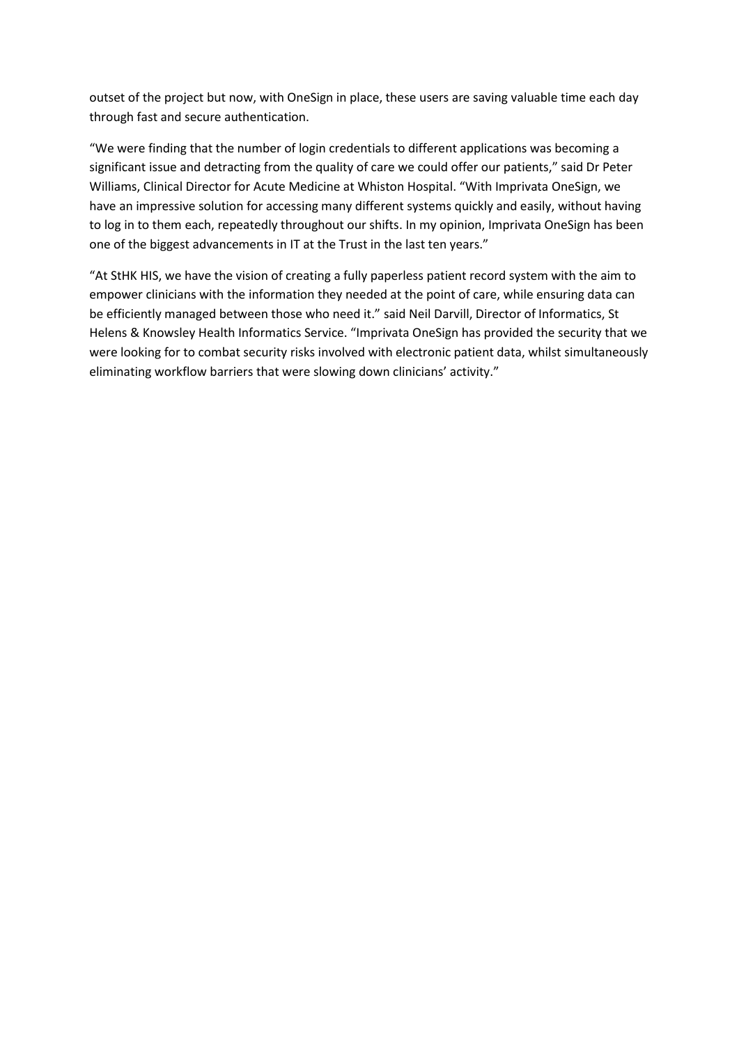outset of the project but now, with OneSign in place, these users are saving valuable time each day through fast and secure authentication.

“We were finding that the number of login credentials to different applications was becoming a significant issue and detracting from the quality of care we could offer our patients,” said Dr Peter Williams, Clinical Director for Acute Medicine at Whiston Hospital. “With Imprivata OneSign, we have an impressive solution for accessing many different systems quickly and easily, without having to log in to them each, repeatedly throughout our shifts. In my opinion, Imprivata OneSign has been one of the biggest advancements in IT at the Trust in the last ten years.”

“At StHK HIS, we have the vision of creating a fully paperless patient record system with the aim to empower clinicians with the information they needed at the point of care, while ensuring data can be efficiently managed between those who need it.” said Neil Darvill, Director of Informatics, St Helens & Knowsley Health Informatics Service. “Imprivata OneSign has provided the security that we were looking for to combat security risks involved with electronic patient data, whilst simultaneously eliminating workflow barriers that were slowing down clinicians’ activity.”